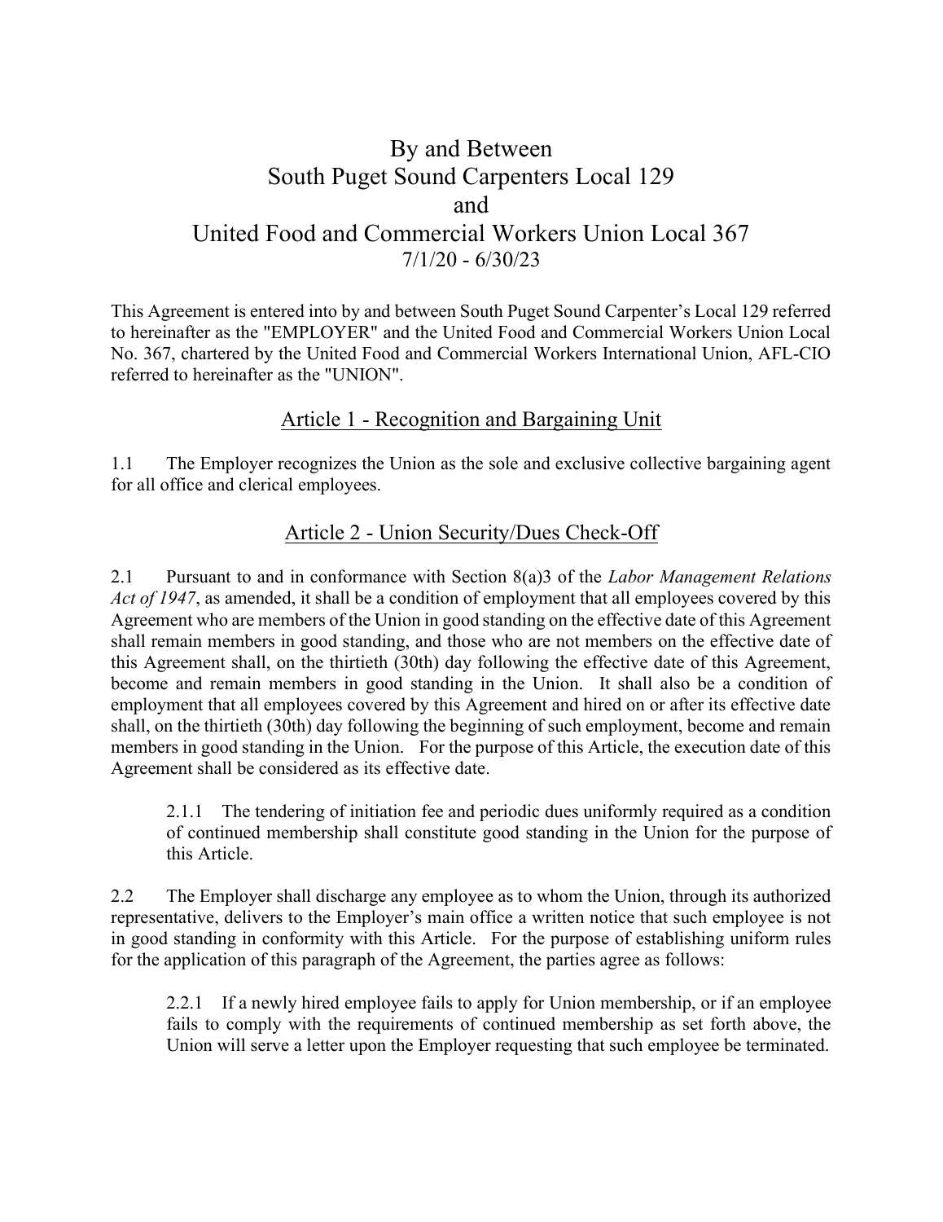# By and Between
# South Puget Sound Carpenters Local 129
# and
# United Food and Commercial Workers Union Local 367
7/1/20 - 6/30/23

This Agreement is entered into by and between South Puget Sound Carpenter's Local 129 referred to hereinafter as the "EMPLOYER" and the United Food and Commercial Workers Union Local No. 367, chartered by the United Food and Commercial Workers International Union, AFL-CIO referred to hereinafter as the "UNION".

## Article 1 - Recognition and Bargaining Unit

1.1 The Employer recognizes the Union as the sole and exclusive collective bargaining agent for all office and clerical employees.

## Article 2 - Union Security/Dues Check-Off

2.1 Pursuant to and in conformance with Section 8(a)3 of the *Labor Management Relations Act of 1947*, as amended, it shall be a condition of employment that all employees covered by this Agreement who are members of the Union in good standing on the effective date of this Agreement shall remain members in good standing, and those who are not members on the effective date of this Agreement shall, on the thirtieth (30th) day following the effective date of this Agreement, become and remain members in good standing in the Union. It shall also be a condition of employment that all employees covered by this Agreement and hired on or after its effective date shall, on the thirtieth (30th) day following the beginning of such employment, become and remain members in good standing in the Union. For the purpose of this Article, the execution date of this Agreement shall be considered as its effective date.

> 2.1.1 The tendering of initiation fee and periodic dues uniformly required as a condition of continued membership shall constitute good standing in the Union for the purpose of this Article.

2.2 The Employer shall discharge any employee as to whom the Union, through its authorized representative, delivers to the Employer's main office a written notice that such employee is not in good standing in conformity with this Article. For the purpose of establishing uniform rules for the application of this paragraph of the Agreement, the parties agree as follows:

> 2.2.1 If a newly hired employee fails to apply for Union membership, or if an employee fails to comply with the requirements of continued membership as set forth above, the Union will serve a letter upon the Employer requesting that such employee be terminated.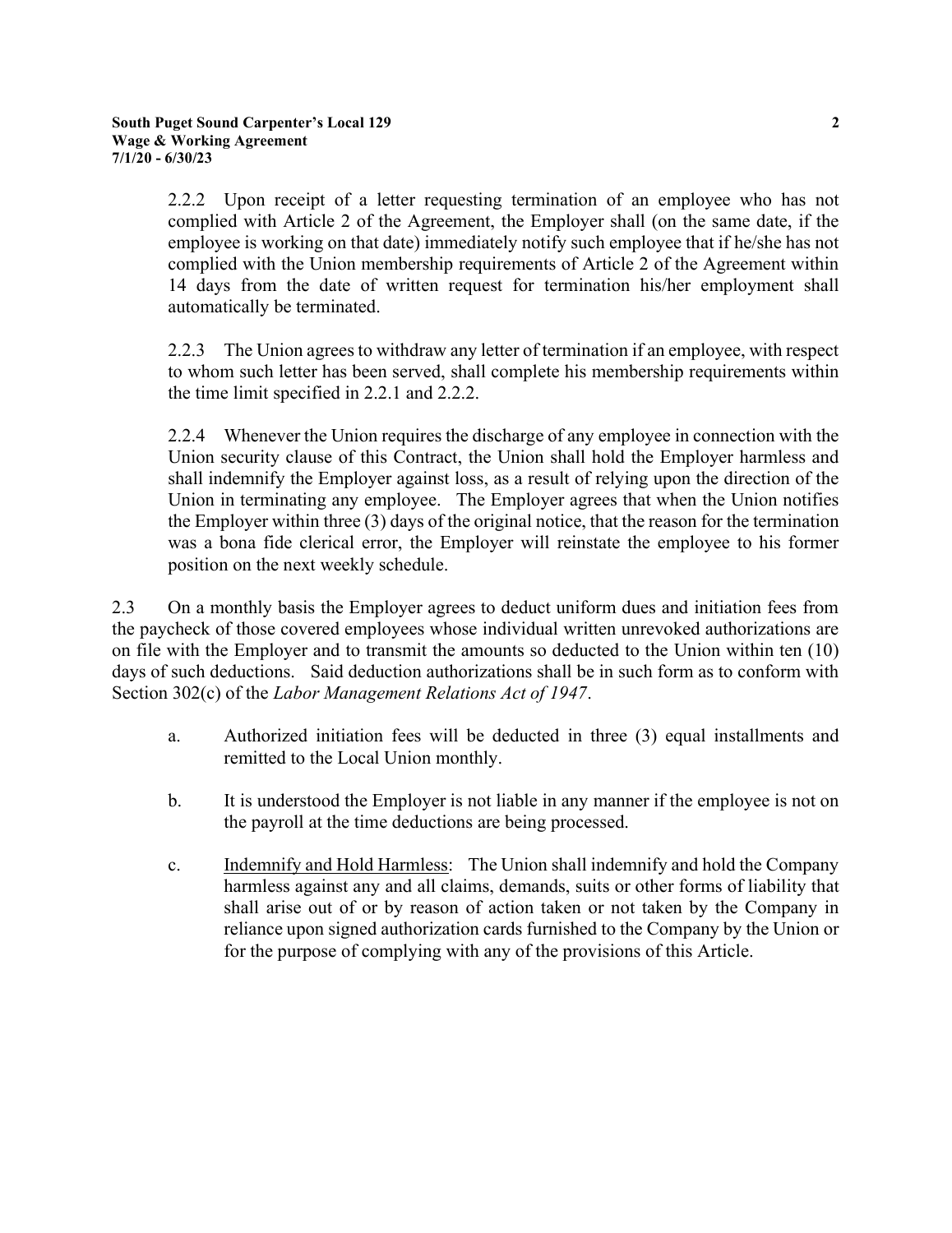2.2.2 Upon receipt of a letter requesting termination of an employee who has not complied with Article 2 of the Agreement, the Employer shall (on the same date, if the employee is working on that date) immediately notify such employee that if he/she has not complied with the Union membership requirements of Article 2 of the Agreement within 14 days from the date of written request for termination his/her employment shall automatically be terminated.

2.2.3 The Union agrees to withdraw any letter of termination if an employee, with respect to whom such letter has been served, shall complete his membership requirements within the time limit specified in 2.2.1 and 2.2.2.

2.2.4 Whenever the Union requires the discharge of any employee in connection with the Union security clause of this Contract, the Union shall hold the Employer harmless and shall indemnify the Employer against loss, as a result of relying upon the direction of the Union in terminating any employee. The Employer agrees that when the Union notifies the Employer within three (3) days of the original notice, that the reason for the termination was a bona fide clerical error, the Employer will reinstate the employee to his former position on the next weekly schedule.

2.3 On a monthly basis the Employer agrees to deduct uniform dues and initiation fees from the paycheck of those covered employees whose individual written unrevoked authorizations are on file with the Employer and to transmit the amounts so deducted to the Union within ten (10) days of such deductions. Said deduction authorizations shall be in such form as to conform with Section 302(c) of the *Labor Management Relations Act of 1947*.

a. Authorized initiation fees will be deducted in three (3) equal installments and remitted to the Local Union monthly.

b. It is understood the Employer is not liable in any manner if the employee is not on the payroll at the time deductions are being processed.

c. <u>Indemnify and Hold Harmless</u>: The Union shall indemnify and hold the Company harmless against any and all claims, demands, suits or other forms of liability that shall arise out of or by reason of action taken or not taken by the Company in reliance upon signed authorization cards furnished to the Company by the Union or for the purpose of complying with any of the provisions of this Article.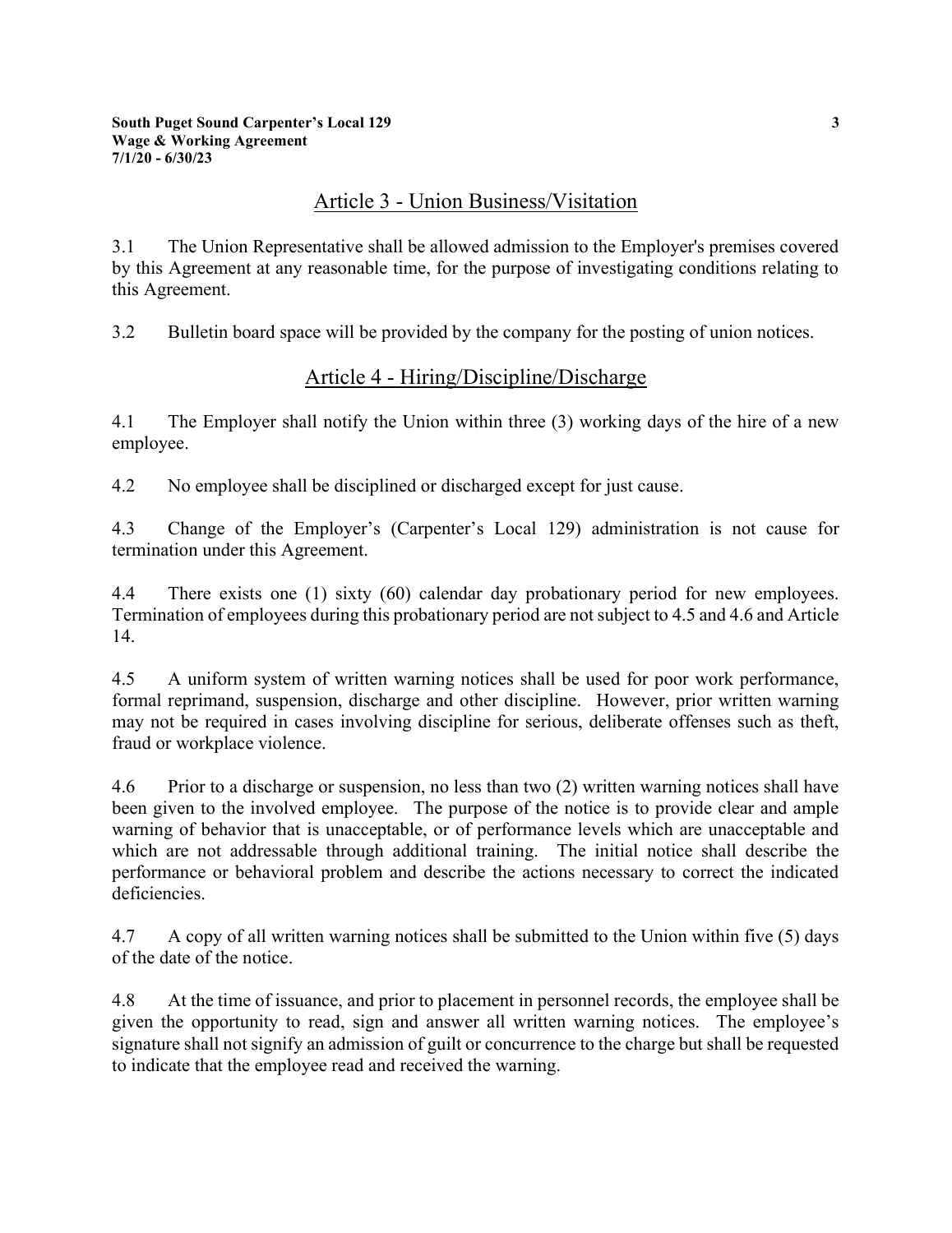## Article 3 - Union Business/Visitation

3.1 The Union Representative shall be allowed admission to the Employer's premises covered by this Agreement at any reasonable time, for the purpose of investigating conditions relating to this Agreement.

3.2 Bulletin board space will be provided by the company for the posting of union notices.

## Article 4 - Hiring/Discipline/Discharge

4.1 The Employer shall notify the Union within three (3) working days of the hire of a new employee.

4.2 No employee shall be disciplined or discharged except for just cause.

4.3 Change of the Employer's (Carpenter's Local 129) administration is not cause for termination under this Agreement.

4.4 There exists one (1) sixty (60) calendar day probationary period for new employees. Termination of employees during this probationary period are not subject to 4.5 and 4.6 and Article 14.

4.5 A uniform system of written warning notices shall be used for poor work performance, formal reprimand, suspension, discharge and other discipline. However, prior written warning may not be required in cases involving discipline for serious, deliberate offenses such as theft, fraud or workplace violence.

4.6 Prior to a discharge or suspension, no less than two (2) written warning notices shall have been given to the involved employee. The purpose of the notice is to provide clear and ample warning of behavior that is unacceptable, or of performance levels which are unacceptable and which are not addressable through additional training. The initial notice shall describe the performance or behavioral problem and describe the actions necessary to correct the indicated deficiencies.

4.7 A copy of all written warning notices shall be submitted to the Union within five (5) days of the date of the notice.

4.8 At the time of issuance, and prior to placement in personnel records, the employee shall be given the opportunity to read, sign and answer all written warning notices. The employee's signature shall not signify an admission of guilt or concurrence to the charge but shall be requested to indicate that the employee read and received the warning.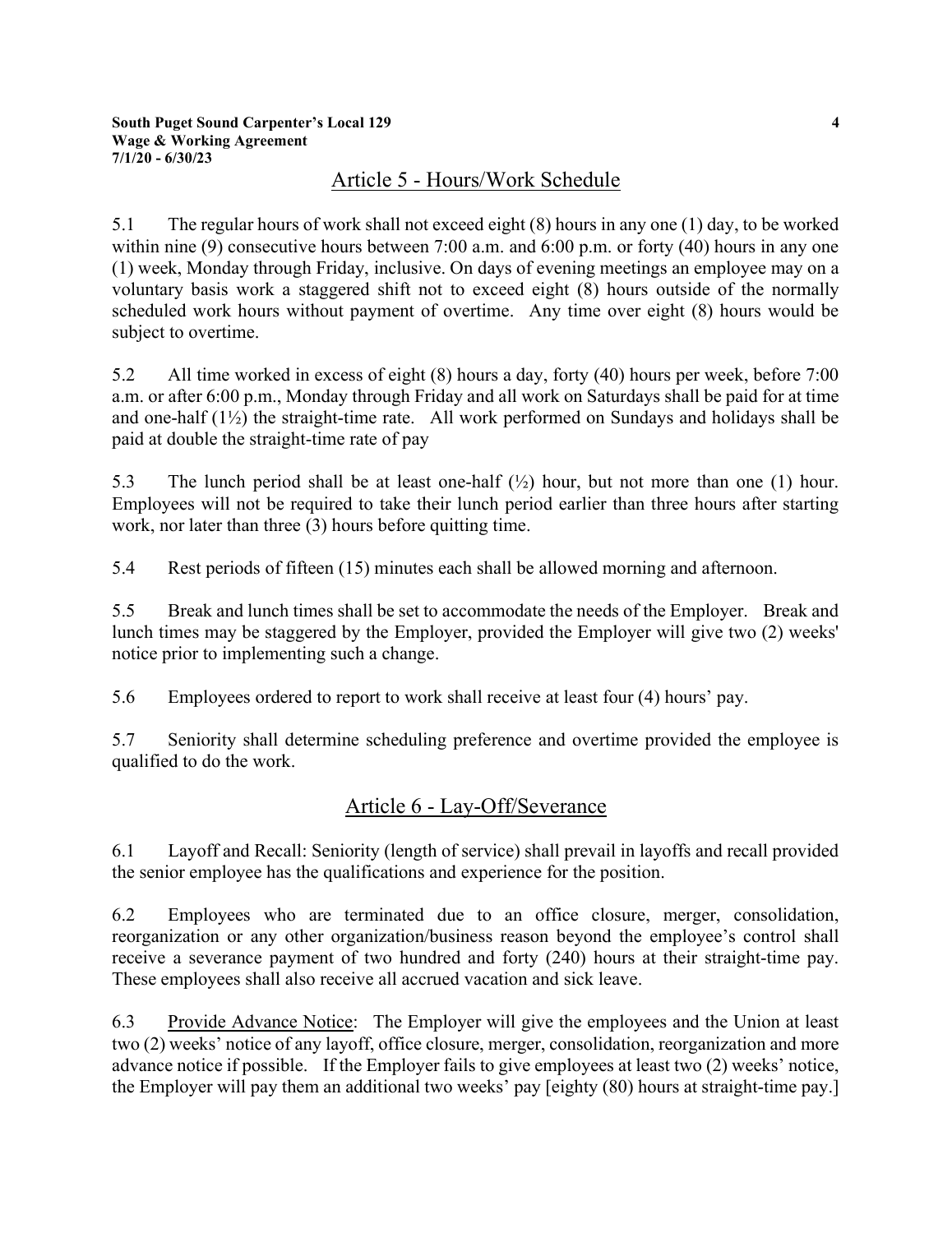## Article 5 - Hours/Work Schedule

5.1 The regular hours of work shall not exceed eight (8) hours in any one (1) day, to be worked within nine (9) consecutive hours between 7:00 a.m. and 6:00 p.m. or forty (40) hours in any one (1) week, Monday through Friday, inclusive. On days of evening meetings an employee may on a voluntary basis work a staggered shift not to exceed eight (8) hours outside of the normally scheduled work hours without payment of overtime. Any time over eight (8) hours would be subject to overtime.

5.2 All time worked in excess of eight (8) hours a day, forty (40) hours per week, before 7:00 a.m. or after 6:00 p.m., Monday through Friday and all work on Saturdays shall be paid for at time and one-half (1½) the straight-time rate. All work performed on Sundays and holidays shall be paid at double the straight-time rate of pay

5.3 The lunch period shall be at least one-half (½) hour, but not more than one (1) hour. Employees will not be required to take their lunch period earlier than three hours after starting work, nor later than three (3) hours before quitting time.

5.4 Rest periods of fifteen (15) minutes each shall be allowed morning and afternoon.

5.5 Break and lunch times shall be set to accommodate the needs of the Employer. Break and lunch times may be staggered by the Employer, provided the Employer will give two (2) weeks' notice prior to implementing such a change.

5.6 Employees ordered to report to work shall receive at least four (4) hours' pay.

5.7 Seniority shall determine scheduling preference and overtime provided the employee is qualified to do the work.

## Article 6 - Lay-Off/Severance

6.1 Layoff and Recall: Seniority (length of service) shall prevail in layoffs and recall provided the senior employee has the qualifications and experience for the position.

6.2 Employees who are terminated due to an office closure, merger, consolidation, reorganization or any other organization/business reason beyond the employee's control shall receive a severance payment of two hundred and forty (240) hours at their straight-time pay. These employees shall also receive all accrued vacation and sick leave.

6.3 Provide Advance Notice: The Employer will give the employees and the Union at least two (2) weeks' notice of any layoff, office closure, merger, consolidation, reorganization and more advance notice if possible. If the Employer fails to give employees at least two (2) weeks' notice, the Employer will pay them an additional two weeks' pay [eighty (80) hours at straight-time pay.]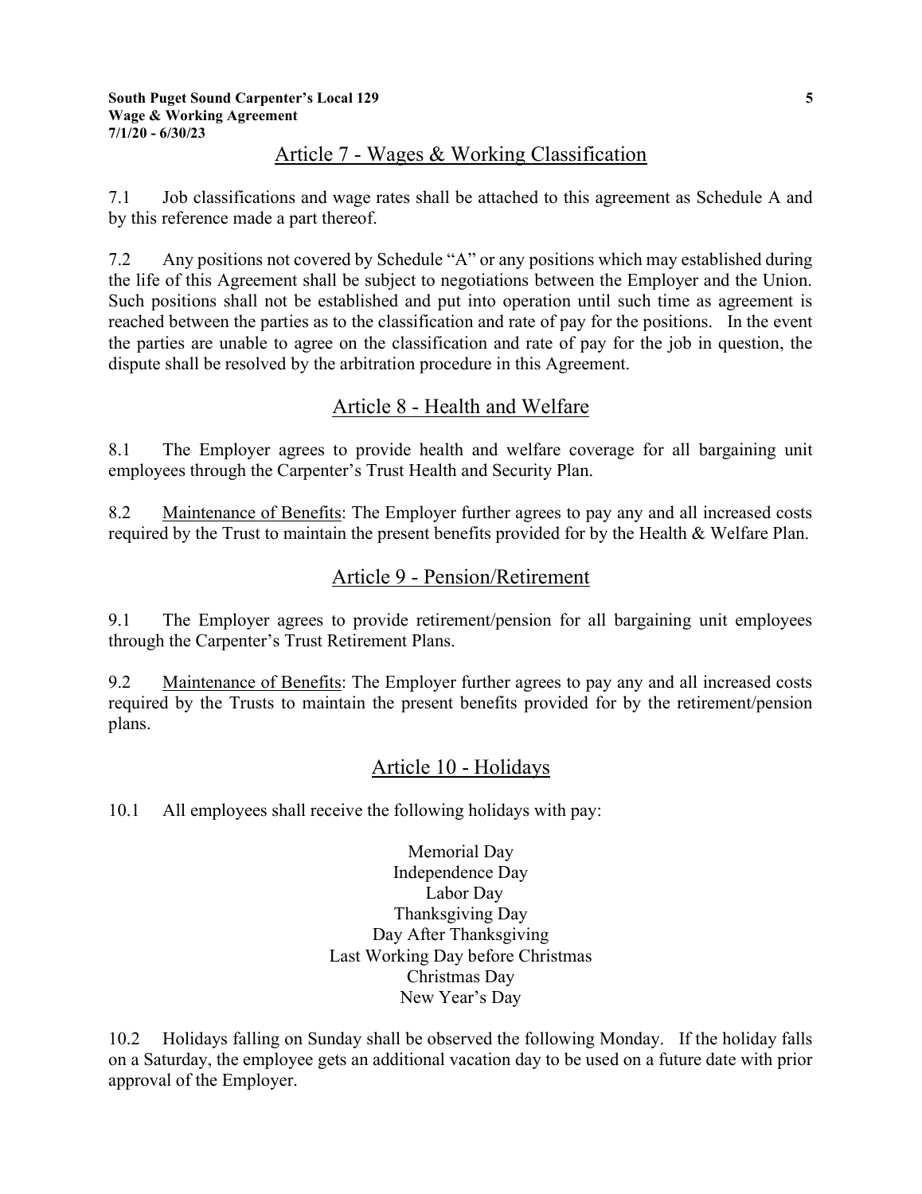## Article 7 - Wages & Working Classification

7.1 Job classifications and wage rates shall be attached to this agreement as Schedule A and by this reference made a part thereof.

7.2 Any positions not covered by Schedule "A" or any positions which may established during the life of this Agreement shall be subject to negotiations between the Employer and the Union. Such positions shall not be established and put into operation until such time as agreement is reached between the parties as to the classification and rate of pay for the positions. In the event the parties are unable to agree on the classification and rate of pay for the job in question, the dispute shall be resolved by the arbitration procedure in this Agreement.

## Article 8 - Health and Welfare

8.1 The Employer agrees to provide health and welfare coverage for all bargaining unit employees through the Carpenter's Trust Health and Security Plan.

8.2 Maintenance of Benefits: The Employer further agrees to pay any and all increased costs required by the Trust to maintain the present benefits provided for by the Health & Welfare Plan.

## Article 9 - Pension/Retirement

9.1 The Employer agrees to provide retirement/pension for all bargaining unit employees through the Carpenter's Trust Retirement Plans.

9.2 Maintenance of Benefits: The Employer further agrees to pay any and all increased costs required by the Trusts to maintain the present benefits provided for by the retirement/pension plans.

## Article 10 - Holidays

10.1 All employees shall receive the following holidays with pay:

Memorial Day
Independence Day
Labor Day
Thanksgiving Day
Day After Thanksgiving
Last Working Day before Christmas
Christmas Day
New Year's Day

10.2 Holidays falling on Sunday shall be observed the following Monday. If the holiday falls on a Saturday, the employee gets an additional vacation day to be used on a future date with prior approval of the Employer.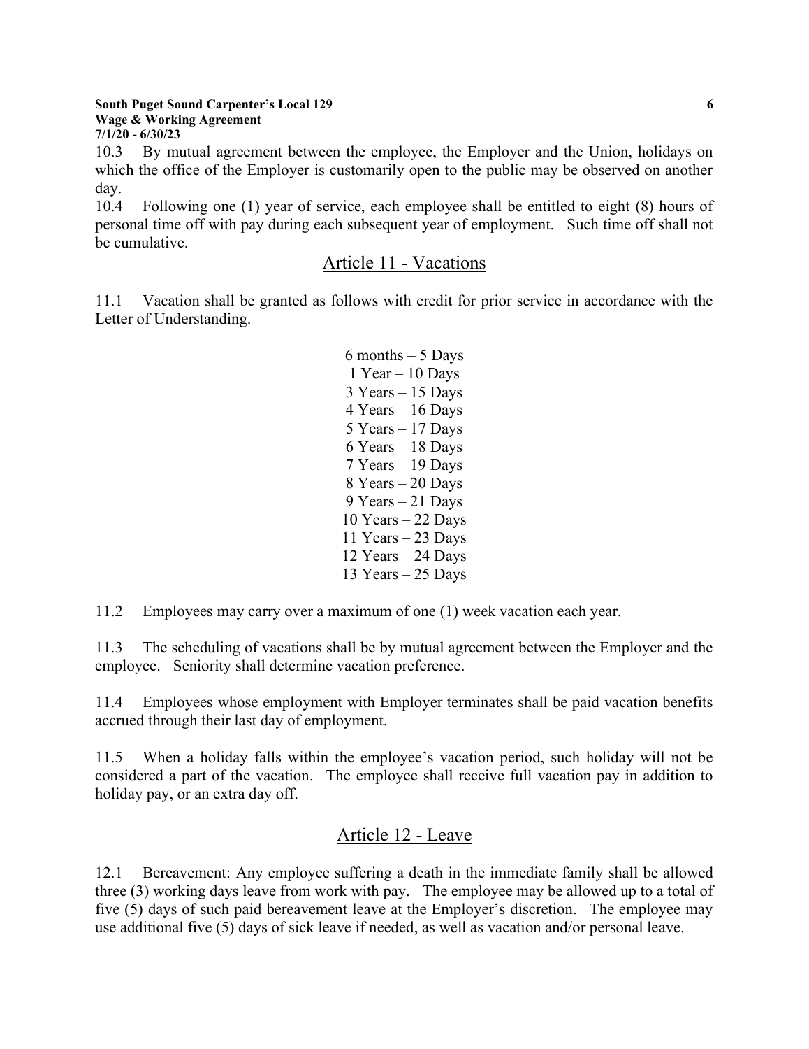10.3 By mutual agreement between the employee, the Employer and the Union, holidays on which the office of the Employer is customarily open to the public may be observed on another day.

10.4 Following one (1) year of service, each employee shall be entitled to eight (8) hours of personal time off with pay during each subsequent year of employment. Such time off shall not be cumulative.

## Article 11 - Vacations

11.1 Vacation shall be granted as follows with credit for prior service in accordance with the Letter of Understanding.

6 months – 5 Days
1 Year – 10 Days
3 Years – 15 Days
4 Years – 16 Days
5 Years – 17 Days
6 Years – 18 Days
7 Years – 19 Days
8 Years – 20 Days
9 Years – 21 Days
10 Years – 22 Days
11 Years – 23 Days
12 Years – 24 Days
13 Years – 25 Days

11.2 Employees may carry over a maximum of one (1) week vacation each year.

11.3 The scheduling of vacations shall be by mutual agreement between the Employer and the employee. Seniority shall determine vacation preference.

11.4 Employees whose employment with Employer terminates shall be paid vacation benefits accrued through their last day of employment.

11.5 When a holiday falls within the employee's vacation period, such holiday will not be considered a part of the vacation. The employee shall receive full vacation pay in addition to holiday pay, or an extra day off.

## Article 12 - Leave

12.1 Bereavement: Any employee suffering a death in the immediate family shall be allowed three (3) working days leave from work with pay. The employee may be allowed up to a total of five (5) days of such paid bereavement leave at the Employer's discretion. The employee may use additional five (5) days of sick leave if needed, as well as vacation and/or personal leave.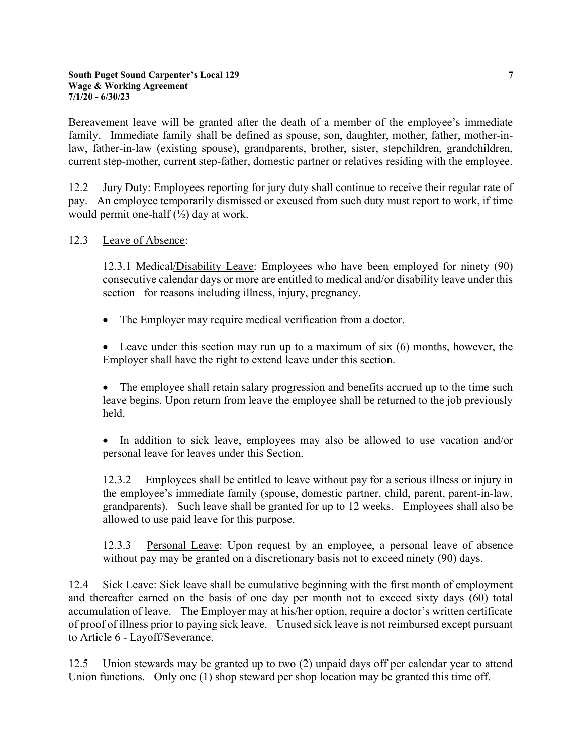Bereavement leave will be granted after the death of a member of the employee's immediate family. Immediate family shall be defined as spouse, son, daughter, mother, father, mother-in-law, father-in-law (existing spouse), grandparents, brother, sister, stepchildren, grandchildren, current step-mother, current step-father, domestic partner or relatives residing with the employee.

12.2 Jury Duty: Employees reporting for jury duty shall continue to receive their regular rate of pay. An employee temporarily dismissed or excused from such duty must report to work, if time would permit one-half (½) day at work.

12.3 Leave of Absence:

12.3.1 Medical/Disability Leave: Employees who have been employed for ninety (90) consecutive calendar days or more are entitled to medical and/or disability leave under this section for reasons including illness, injury, pregnancy.

- The Employer may require medical verification from a doctor.
- Leave under this section may run up to a maximum of six (6) months, however, the Employer shall have the right to extend leave under this section.
- The employee shall retain salary progression and benefits accrued up to the time such leave begins. Upon return from leave the employee shall be returned to the job previously held.
- In addition to sick leave, employees may also be allowed to use vacation and/or personal leave for leaves under this Section.

12.3.2 Employees shall be entitled to leave without pay for a serious illness or injury in the employee's immediate family (spouse, domestic partner, child, parent, parent-in-law, grandparents). Such leave shall be granted for up to 12 weeks. Employees shall also be allowed to use paid leave for this purpose.

12.3.3 Personal Leave: Upon request by an employee, a personal leave of absence without pay may be granted on a discretionary basis not to exceed ninety (90) days.

12.4 Sick Leave: Sick leave shall be cumulative beginning with the first month of employment and thereafter earned on the basis of one day per month not to exceed sixty days (60) total accumulation of leave. The Employer may at his/her option, require a doctor's written certificate of proof of illness prior to paying sick leave. Unused sick leave is not reimbursed except pursuant to Article 6 - Layoff/Severance.

12.5 Union stewards may be granted up to two (2) unpaid days off per calendar year to attend Union functions. Only one (1) shop steward per shop location may be granted this time off.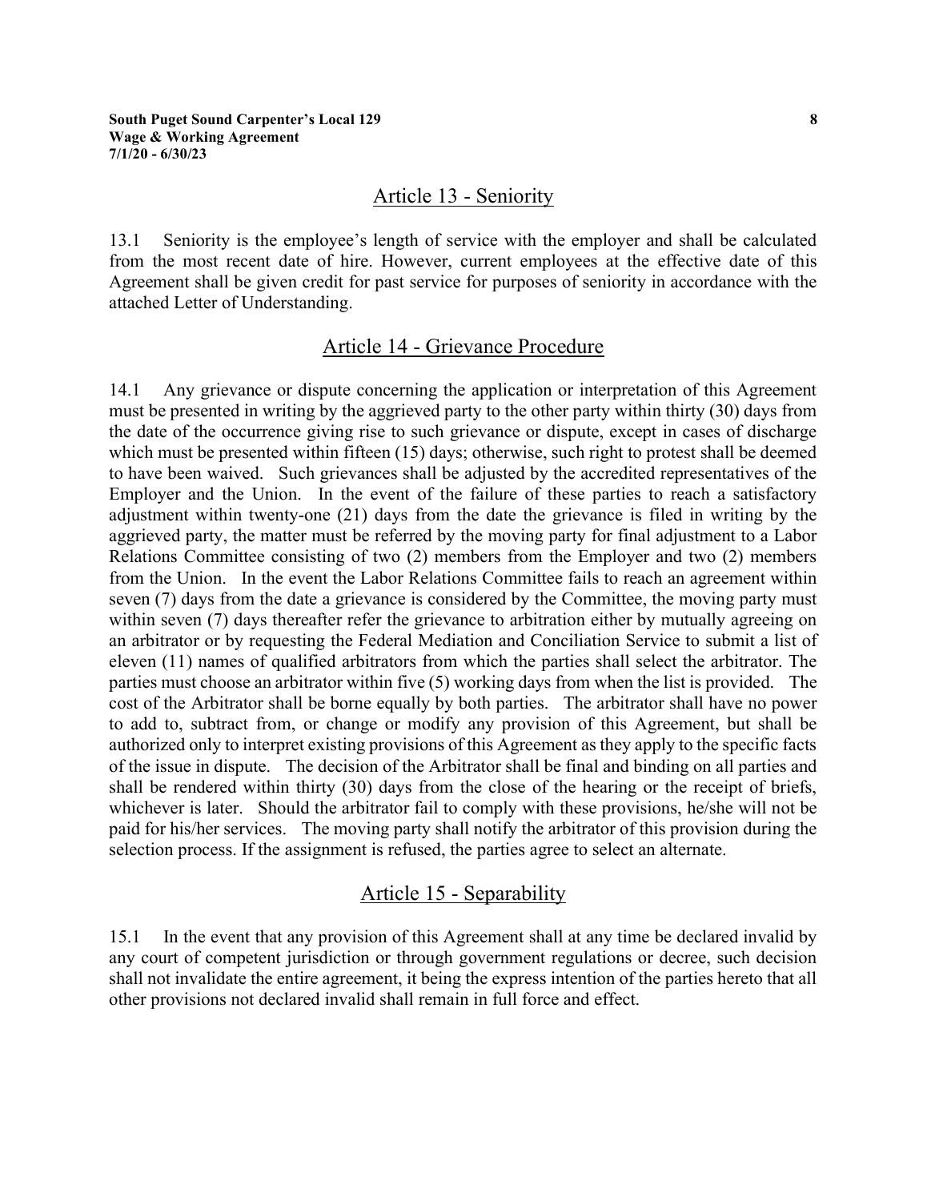## Article 13 - Seniority

13.1 Seniority is the employee's length of service with the employer and shall be calculated from the most recent date of hire. However, current employees at the effective date of this Agreement shall be given credit for past service for purposes of seniority in accordance with the attached Letter of Understanding.

## Article 14 - Grievance Procedure

14.1 Any grievance or dispute concerning the application or interpretation of this Agreement must be presented in writing by the aggrieved party to the other party within thirty (30) days from the date of the occurrence giving rise to such grievance or dispute, except in cases of discharge which must be presented within fifteen (15) days; otherwise, such right to protest shall be deemed to have been waived. Such grievances shall be adjusted by the accredited representatives of the Employer and the Union. In the event of the failure of these parties to reach a satisfactory adjustment within twenty-one (21) days from the date the grievance is filed in writing by the aggrieved party, the matter must be referred by the moving party for final adjustment to a Labor Relations Committee consisting of two (2) members from the Employer and two (2) members from the Union. In the event the Labor Relations Committee fails to reach an agreement within seven (7) days from the date a grievance is considered by the Committee, the moving party must within seven (7) days thereafter refer the grievance to arbitration either by mutually agreeing on an arbitrator or by requesting the Federal Mediation and Conciliation Service to submit a list of eleven (11) names of qualified arbitrators from which the parties shall select the arbitrator. The parties must choose an arbitrator within five (5) working days from when the list is provided. The cost of the Arbitrator shall be borne equally by both parties. The arbitrator shall have no power to add to, subtract from, or change or modify any provision of this Agreement, but shall be authorized only to interpret existing provisions of this Agreement as they apply to the specific facts of the issue in dispute. The decision of the Arbitrator shall be final and binding on all parties and shall be rendered within thirty (30) days from the close of the hearing or the receipt of briefs, whichever is later. Should the arbitrator fail to comply with these provisions, he/she will not be paid for his/her services. The moving party shall notify the arbitrator of this provision during the selection process. If the assignment is refused, the parties agree to select an alternate.

## Article 15 - Separability

15.1 In the event that any provision of this Agreement shall at any time be declared invalid by any court of competent jurisdiction or through government regulations or decree, such decision shall not invalidate the entire agreement, it being the express intention of the parties hereto that all other provisions not declared invalid shall remain in full force and effect.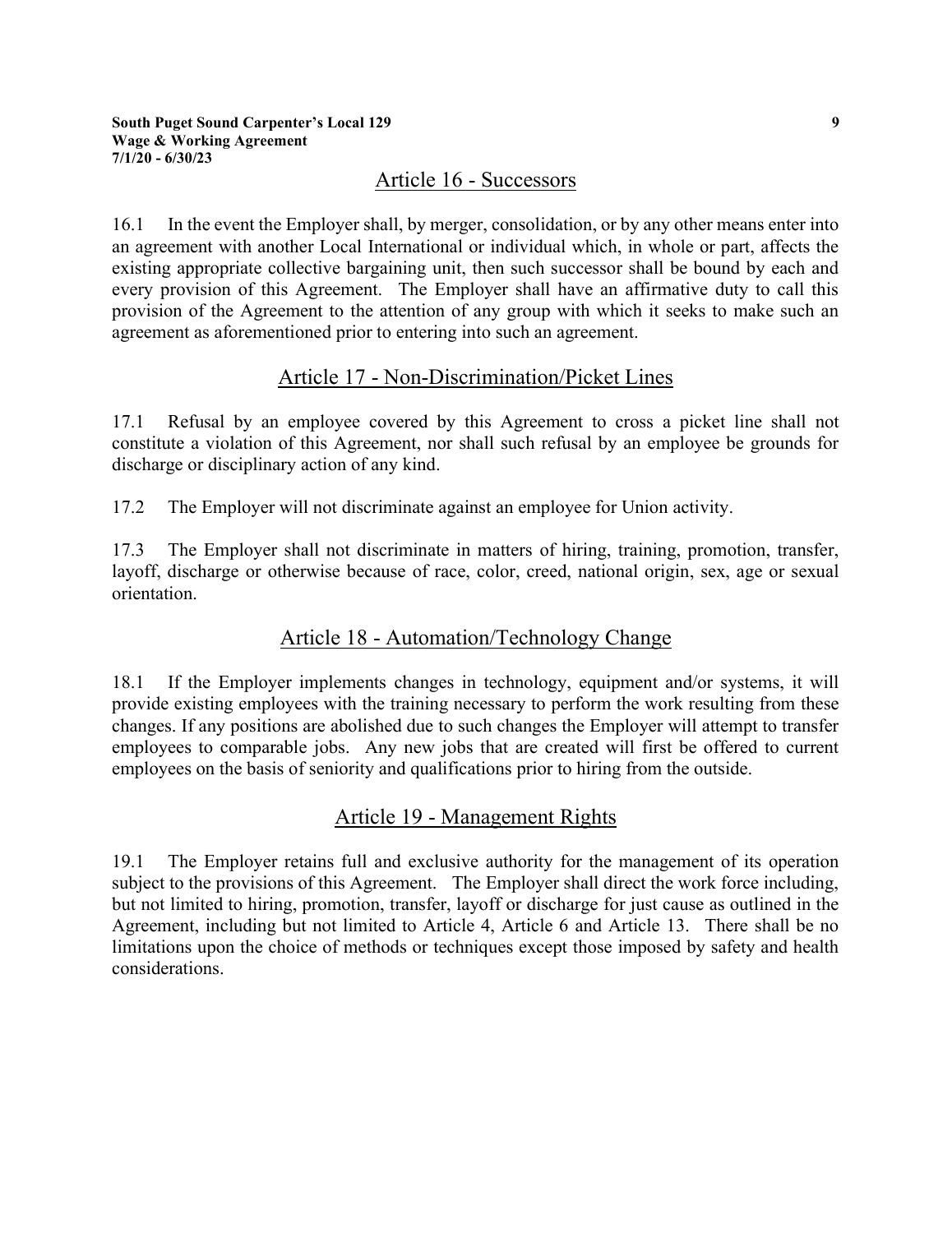## Article 16 - Successors

16.1 In the event the Employer shall, by merger, consolidation, or by any other means enter into an agreement with another Local International or individual which, in whole or part, affects the existing appropriate collective bargaining unit, then such successor shall be bound by each and every provision of this Agreement. The Employer shall have an affirmative duty to call this provision of the Agreement to the attention of any group with which it seeks to make such an agreement as aforementioned prior to entering into such an agreement.

## Article 17 - Non-Discrimination/Picket Lines

17.1 Refusal by an employee covered by this Agreement to cross a picket line shall not constitute a violation of this Agreement, nor shall such refusal by an employee be grounds for discharge or disciplinary action of any kind.

17.2 The Employer will not discriminate against an employee for Union activity.

17.3 The Employer shall not discriminate in matters of hiring, training, promotion, transfer, layoff, discharge or otherwise because of race, color, creed, national origin, sex, age or sexual orientation.

## Article 18 - Automation/Technology Change

18.1 If the Employer implements changes in technology, equipment and/or systems, it will provide existing employees with the training necessary to perform the work resulting from these changes. If any positions are abolished due to such changes the Employer will attempt to transfer employees to comparable jobs. Any new jobs that are created will first be offered to current employees on the basis of seniority and qualifications prior to hiring from the outside.

## Article 19 - Management Rights

19.1 The Employer retains full and exclusive authority for the management of its operation subject to the provisions of this Agreement. The Employer shall direct the work force including, but not limited to hiring, promotion, transfer, layoff or discharge for just cause as outlined in the Agreement, including but not limited to Article 4, Article 6 and Article 13. There shall be no limitations upon the choice of methods or techniques except those imposed by safety and health considerations.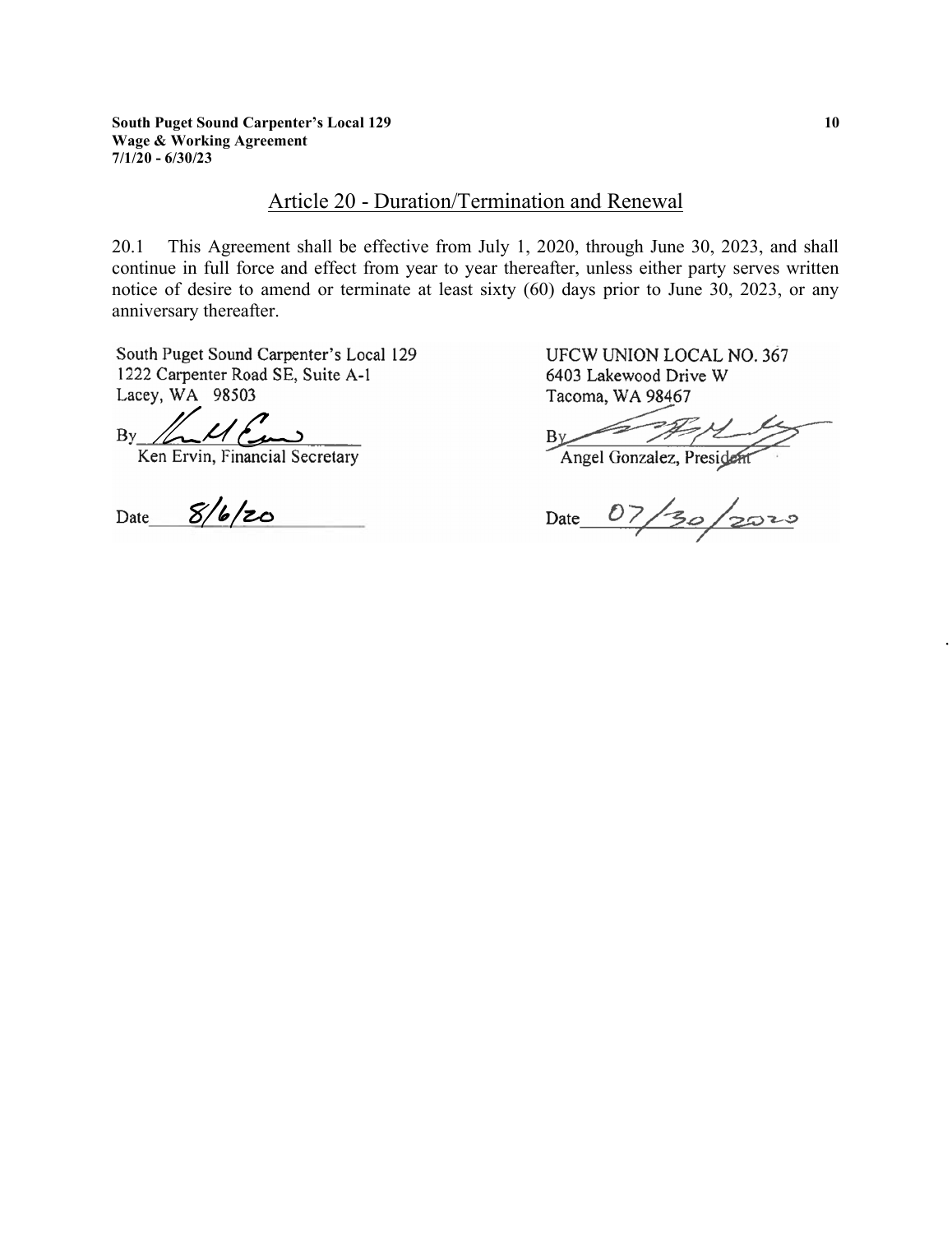## Article 20 - Duration/Termination and Renewal

20.1 This Agreement shall be effective from July 1, 2020, through June 30, 2023, and shall continue in full force and effect from year to year thereafter, unless either party serves written notice of desire to amend or terminate at least sixty (60) days prior to June 30, 2023, or any anniversary thereafter.

| South Puget Sound Carpenter's Local 129 | UFCW UNION LOCAL NO. 367 |
|---|---|
| 1222 Carpenter Road SE, Suite A-1 | 6403 Lakewood Drive W |
| Lacey, WA 98503 | Tacoma, WA 98467 |
| By ________________ | By ________________ |
| Ken Ervin, Financial Secretary | Angel Gonzalez, President |
| Date 8/6/20 | Date 07/30/2020 |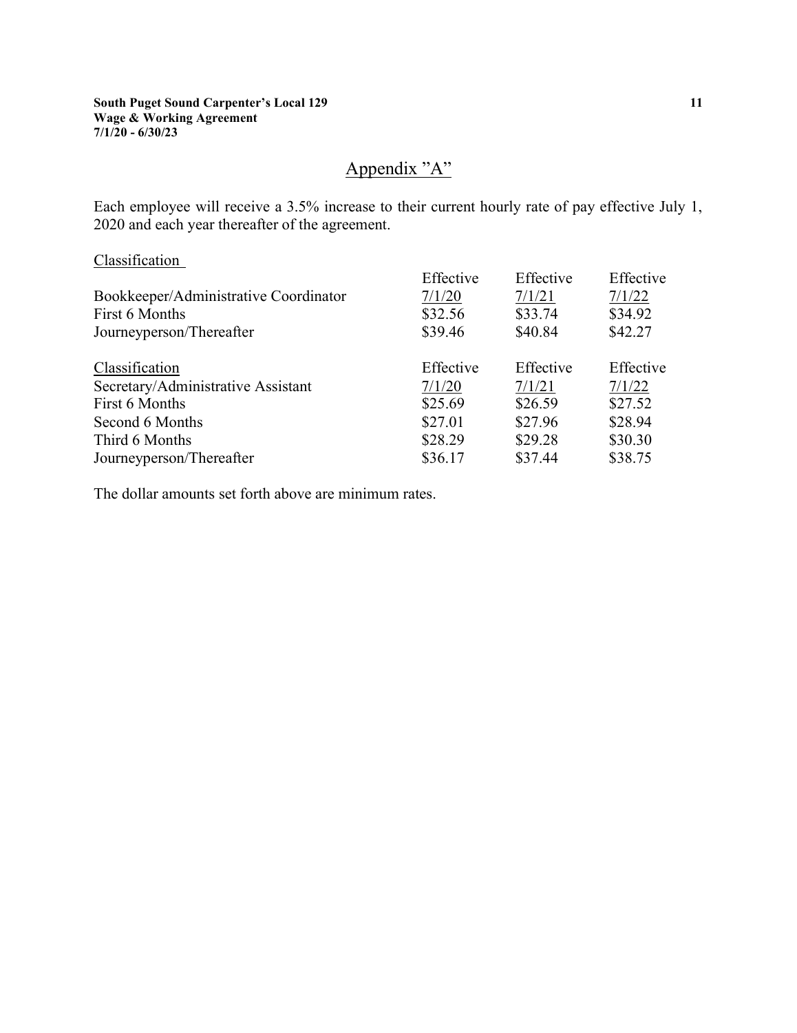# Appendix "A"

Each employee will receive a 3.5% increase to their current hourly rate of pay effective July 1, 2020 and each year thereafter of the agreement.

| Classification | Effective 7/1/20 | Effective 7/1/21 | Effective 7/1/22 |
|---|---|---|---|
| Bookkeeper/Administrative Coordinator | | | |
| First 6 Months | $32.56 | $33.74 | $34.92 |
| Journeyperson/Thereafter | $39.46 | $40.84 | $42.27 |

| Classification | Effective 7/1/20 | Effective 7/1/21 | Effective 7/1/22 |
|---|---|---|---|
| Secretary/Administrative Assistant | | | |
| First 6 Months | $25.69 | $26.59 | $27.52 |
| Second 6 Months | $27.01 | $27.96 | $28.94 |
| Third 6 Months | $28.29 | $29.28 | $30.30 |
| Journeyperson/Thereafter | $36.17 | $37.44 | $38.75 |

The dollar amounts set forth above are minimum rates.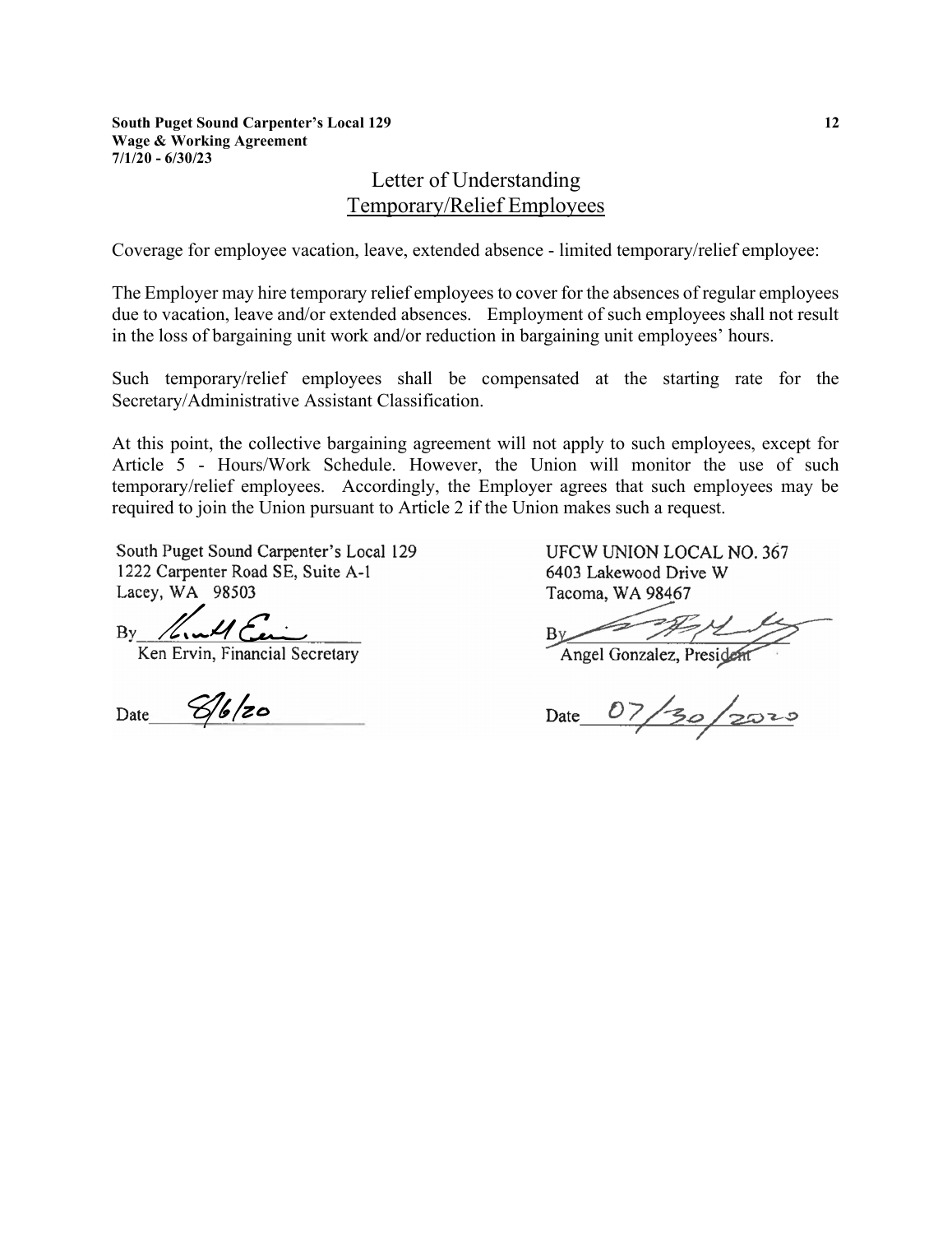# Letter of Understanding

## Temporary/Relief Employees

Coverage for employee vacation, leave, extended absence - limited temporary/relief employee:

The Employer may hire temporary relief employees to cover for the absences of regular employees due to vacation, leave and/or extended absences. Employment of such employees shall not result in the loss of bargaining unit work and/or reduction in bargaining unit employees' hours.

Such temporary/relief employees shall be compensated at the starting rate for the Secretary/Administrative Assistant Classification.

At this point, the collective bargaining agreement will not apply to such employees, except for Article 5 - Hours/Work Schedule. However, the Union will monitor the use of such temporary/relief employees. Accordingly, the Employer agrees that such employees may be required to join the Union pursuant to Article 2 if the Union makes such a request.

South Puget Sound Carpenter's Local 129
1222 Carpenter Road SE, Suite A-1
Lacey, WA 98503

By ________________________
Ken Ervin, Financial Secretary

Date 8/6/20

UFCW UNION LOCAL NO. 367
6403 Lakewood Drive W
Tacoma, WA 98467

By ________________________
Angel Gonzalez, President

Date 07/30/2020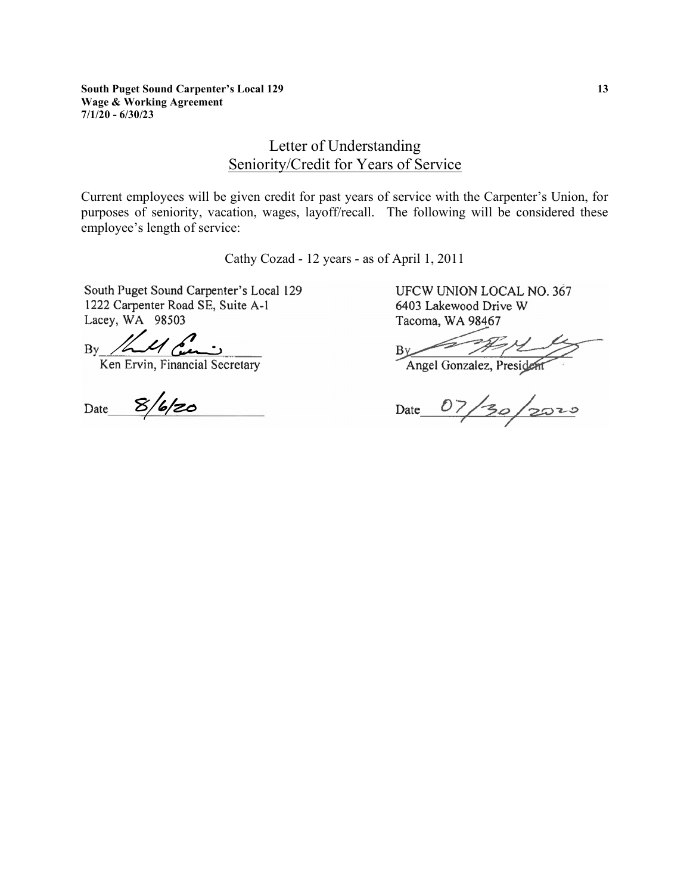# Letter of Understanding

## Seniority/Credit for Years of Service

Current employees will be given credit for past years of service with the Carpenter's Union, for purposes of seniority, vacation, wages, layoff/recall. The following will be considered these employee's length of service:

Cathy Cozad - 12 years - as of April 1, 2011

South Puget Sound Carpenter's Local 129
1222 Carpenter Road SE, Suite A-1
Lacey, WA 98503

By ______________________
Ken Ervin, Financial Secretary

Date 8/6/20

UFCW UNION LOCAL NO. 367
6403 Lakewood Drive W
Tacoma, WA 98467

By ______________________
Angel Gonzalez, President

Date 07/30/2020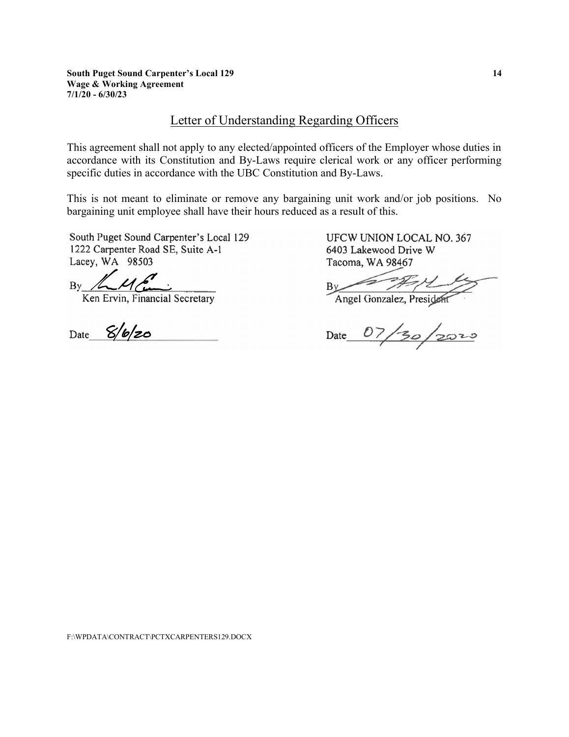## Letter of Understanding Regarding Officers

This agreement shall not apply to any elected/appointed officers of the Employer whose duties in accordance with its Constitution and By-Laws require clerical work or any officer performing specific duties in accordance with the UBC Constitution and By-Laws.

This is not meant to eliminate or remove any bargaining unit work and/or job positions. No bargaining unit employee shall have their hours reduced as a result of this.

| | |
|---|---|
| South Puget Sound Carpenter's Local 129 | UFCW UNION LOCAL NO. 367 |
| 1222 Carpenter Road SE, Suite A-1 | 6403 Lakewood Drive W |
| Lacey, WA 98503 | Tacoma, WA 98467 |
| By ________________ | By ________________ |
| Ken Ervin, Financial Secretary | Angel Gonzalez, President |
| Date 8/6/20 | Date 07/30/2020 |

F:\WPDATA\CONTRACT\PCTXCARPENTERS129.DOCX